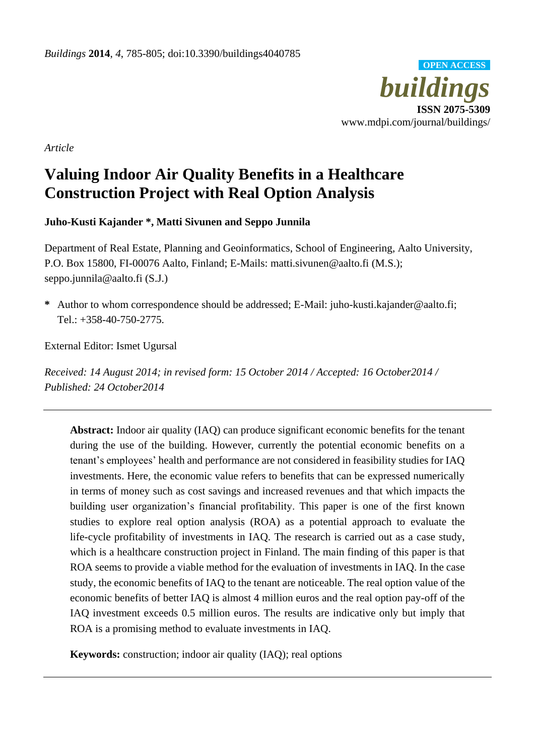*Buildings* **2014**, *4*, 785-805; doi:10.3390/buildings4040785

OPEN ACCESS

***buildings***

**ISSN 2075-5309**

www.mdpi.com/journal/buildings/

*Article*

# Valuing Indoor Air Quality Benefits in a Healthcare Construction Project with Real Option Analysis

**Juho-Kusti Kajander \*, Matti Sivunen and Seppo Junnila**

Department of Real Estate, Planning and Geoinformatics, School of Engineering, Aalto University, P.O. Box 15800, FI-00076 Aalto, Finland; E-Mails: matti.sivunen@aalto.fi (M.S.); seppo.junnila@aalto.fi (S.J.)

**\*** Author to whom correspondence should be addressed; E-Mail: juho-kusti.kajander@aalto.fi; Tel.: +358-40-750-2775.

External Editor: Ismet Ugursal

*Received: 14 August 2014; in revised form: 15 October 2014 / Accepted: 16 October2014 / Published: 24 October2014*

---

**Abstract:** Indoor air quality (IAQ) can produce significant economic benefits for the tenant during the use of the building. However, currently the potential economic benefits on a tenant's employees' health and performance are not considered in feasibility studies for IAQ investments. Here, the economic value refers to benefits that can be expressed numerically in terms of money such as cost savings and increased revenues and that which impacts the building user organization's financial profitability. This paper is one of the first known studies to explore real option analysis (ROA) as a potential approach to evaluate the life-cycle profitability of investments in IAQ. The research is carried out as a case study, which is a healthcare construction project in Finland. The main finding of this paper is that ROA seems to provide a viable method for the evaluation of investments in IAQ. In the case study, the economic benefits of IAQ to the tenant are noticeable. The real option value of the economic benefits of better IAQ is almost 4 million euros and the real option pay-off of the IAQ investment exceeds 0.5 million euros. The results are indicative only but imply that ROA is a promising method to evaluate investments in IAQ.

**Keywords:** construction; indoor air quality (IAQ); real options

---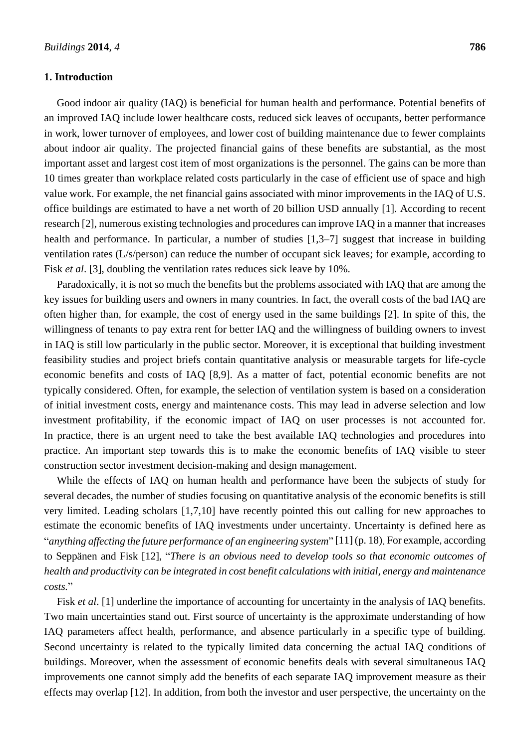## 1. Introduction

Good indoor air quality (IAQ) is beneficial for human health and performance. Potential benefits of an improved IAQ include lower healthcare costs, reduced sick leaves of occupants, better performance in work, lower turnover of employees, and lower cost of building maintenance due to fewer complaints about indoor air quality. The projected financial gains of these benefits are substantial, as the most important asset and largest cost item of most organizations is the personnel. The gains can be more than 10 times greater than workplace related costs particularly in the case of efficient use of space and high value work. For example, the net financial gains associated with minor improvements in the IAQ of U.S. office buildings are estimated to have a net worth of 20 billion USD annually [1]. According to recent research [2], numerous existing technologies and procedures can improve IAQ in a manner that increases health and performance. In particular, a number of studies [1,3–7] suggest that increase in building ventilation rates (L/s/person) can reduce the number of occupant sick leaves; for example, according to Fisk *et al*. [3], doubling the ventilation rates reduces sick leave by 10%.

Paradoxically, it is not so much the benefits but the problems associated with IAQ that are among the key issues for building users and owners in many countries. In fact, the overall costs of the bad IAQ are often higher than, for example, the cost of energy used in the same buildings [2]. In spite of this, the willingness of tenants to pay extra rent for better IAQ and the willingness of building owners to invest in IAQ is still low particularly in the public sector. Moreover, it is exceptional that building investment feasibility studies and project briefs contain quantitative analysis or measurable targets for life-cycle economic benefits and costs of IAQ [8,9]. As a matter of fact, potential economic benefits are not typically considered. Often, for example, the selection of ventilation system is based on a consideration of initial investment costs, energy and maintenance costs. This may lead in adverse selection and low investment profitability, if the economic impact of IAQ on user processes is not accounted for. In practice, there is an urgent need to take the best available IAQ technologies and procedures into practice. An important step towards this is to make the economic benefits of IAQ visible to steer construction sector investment decision-making and design management.

While the effects of IAQ on human health and performance have been the subjects of study for several decades, the number of studies focusing on quantitative analysis of the economic benefits is still very limited. Leading scholars [1,7,10] have recently pointed this out calling for new approaches to estimate the economic benefits of IAQ investments under uncertainty. Uncertainty is defined here as "*anything affecting the future performance of an engineering system*" [11] (p. 18). For example, according to Seppänen and Fisk [12], "*There is an obvious need to develop tools so that economic outcomes of health and productivity can be integrated in cost benefit calculations with initial, energy and maintenance costs.*"

Fisk *et al*. [1] underline the importance of accounting for uncertainty in the analysis of IAQ benefits. Two main uncertainties stand out. First source of uncertainty is the approximate understanding of how IAQ parameters affect health, performance, and absence particularly in a specific type of building. Second uncertainty is related to the typically limited data concerning the actual IAQ conditions of buildings. Moreover, when the assessment of economic benefits deals with several simultaneous IAQ improvements one cannot simply add the benefits of each separate IAQ improvement measure as their effects may overlap [12]. In addition, from both the investor and user perspective, the uncertainty on the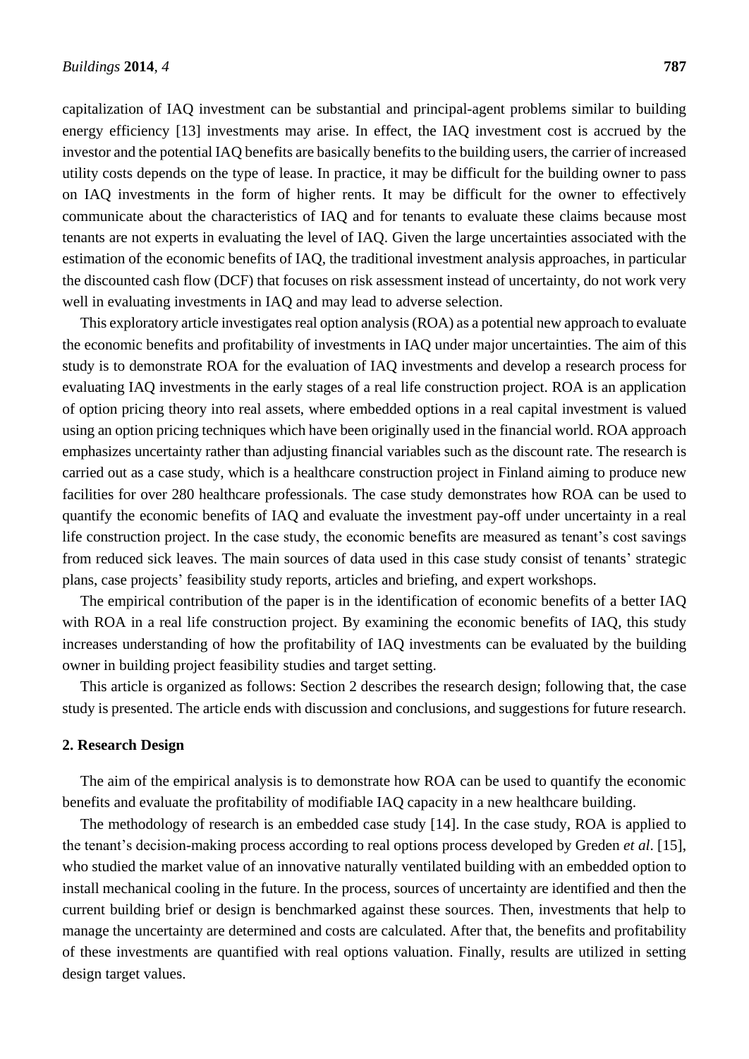capitalization of IAQ investment can be substantial and principal-agent problems similar to building energy efficiency [13] investments may arise. In effect, the IAQ investment cost is accrued by the investor and the potential IAQ benefits are basically benefits to the building users, the carrier of increased utility costs depends on the type of lease. In practice, it may be difficult for the building owner to pass on IAQ investments in the form of higher rents. It may be difficult for the owner to effectively communicate about the characteristics of IAQ and for tenants to evaluate these claims because most tenants are not experts in evaluating the level of IAQ. Given the large uncertainties associated with the estimation of the economic benefits of IAQ, the traditional investment analysis approaches, in particular the discounted cash flow (DCF) that focuses on risk assessment instead of uncertainty, do not work very well in evaluating investments in IAQ and may lead to adverse selection.

This exploratory article investigates real option analysis (ROA) as a potential new approach to evaluate the economic benefits and profitability of investments in IAQ under major uncertainties. The aim of this study is to demonstrate ROA for the evaluation of IAQ investments and develop a research process for evaluating IAQ investments in the early stages of a real life construction project. ROA is an application of option pricing theory into real assets, where embedded options in a real capital investment is valued using an option pricing techniques which have been originally used in the financial world. ROA approach emphasizes uncertainty rather than adjusting financial variables such as the discount rate. The research is carried out as a case study, which is a healthcare construction project in Finland aiming to produce new facilities for over 280 healthcare professionals. The case study demonstrates how ROA can be used to quantify the economic benefits of IAQ and evaluate the investment pay-off under uncertainty in a real life construction project. In the case study, the economic benefits are measured as tenant's cost savings from reduced sick leaves. The main sources of data used in this case study consist of tenants' strategic plans, case projects' feasibility study reports, articles and briefing, and expert workshops.

The empirical contribution of the paper is in the identification of economic benefits of a better IAQ with ROA in a real life construction project. By examining the economic benefits of IAQ, this study increases understanding of how the profitability of IAQ investments can be evaluated by the building owner in building project feasibility studies and target setting.

This article is organized as follows: Section 2 describes the research design; following that, the case study is presented. The article ends with discussion and conclusions, and suggestions for future research.

## 2. Research Design

The aim of the empirical analysis is to demonstrate how ROA can be used to quantify the economic benefits and evaluate the profitability of modifiable IAQ capacity in a new healthcare building.

The methodology of research is an embedded case study [14]. In the case study, ROA is applied to the tenant's decision-making process according to real options process developed by Greden *et al*. [15], who studied the market value of an innovative naturally ventilated building with an embedded option to install mechanical cooling in the future. In the process, sources of uncertainty are identified and then the current building brief or design is benchmarked against these sources. Then, investments that help to manage the uncertainty are determined and costs are calculated. After that, the benefits and profitability of these investments are quantified with real options valuation. Finally, results are utilized in setting design target values.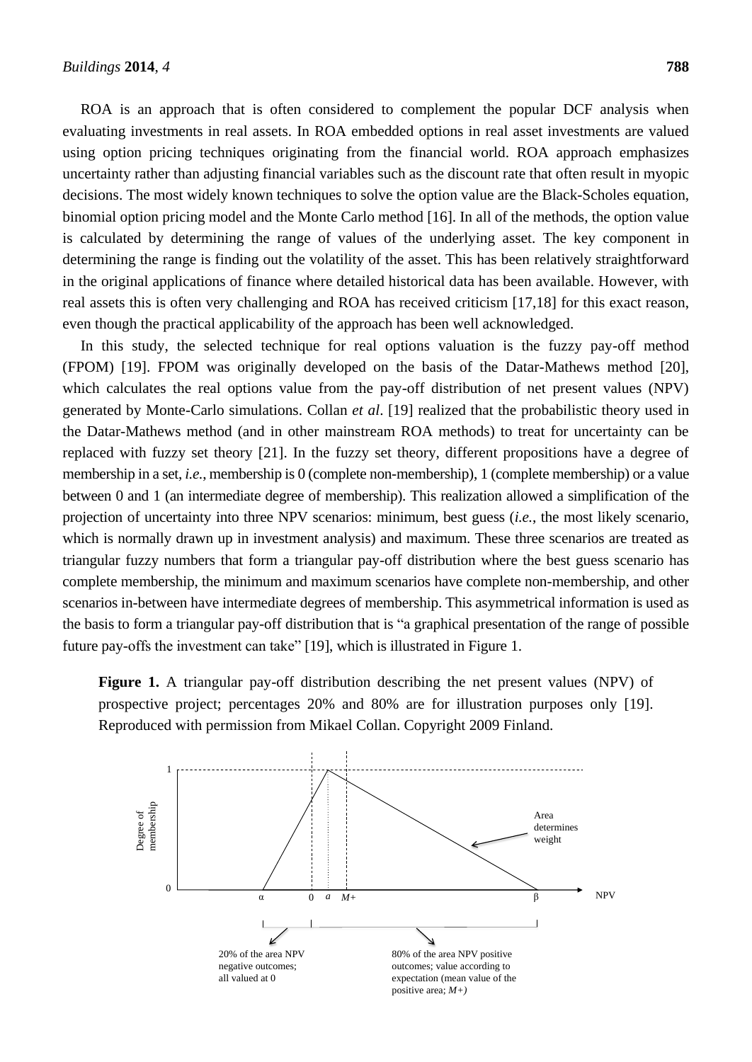ROA is an approach that is often considered to complement the popular DCF analysis when evaluating investments in real assets. In ROA embedded options in real asset investments are valued using option pricing techniques originating from the financial world. ROA approach emphasizes uncertainty rather than adjusting financial variables such as the discount rate that often result in myopic decisions. The most widely known techniques to solve the option value are the Black-Scholes equation, binomial option pricing model and the Monte Carlo method [16]. In all of the methods, the option value is calculated by determining the range of values of the underlying asset. The key component in determining the range is finding out the volatility of the asset. This has been relatively straightforward in the original applications of finance where detailed historical data has been available. However, with real assets this is often very challenging and ROA has received criticism [17,18] for this exact reason, even though the practical applicability of the approach has been well acknowledged.

In this study, the selected technique for real options valuation is the fuzzy pay-off method (FPOM) [19]. FPOM was originally developed on the basis of the Datar-Mathews method [20], which calculates the real options value from the pay-off distribution of net present values (NPV) generated by Monte-Carlo simulations. Collan *et al*. [19] realized that the probabilistic theory used in the Datar-Mathews method (and in other mainstream ROA methods) to treat for uncertainty can be replaced with fuzzy set theory [21]. In the fuzzy set theory, different propositions have a degree of membership in a set, *i.e.*, membership is 0 (complete non-membership), 1 (complete membership) or a value between 0 and 1 (an intermediate degree of membership). This realization allowed a simplification of the projection of uncertainty into three NPV scenarios: minimum, best guess (*i.e.*, the most likely scenario, which is normally drawn up in investment analysis) and maximum. These three scenarios are treated as triangular fuzzy numbers that form a triangular pay-off distribution where the best guess scenario has complete membership, the minimum and maximum scenarios have complete non-membership, and other scenarios in-between have intermediate degrees of membership. This asymmetrical information is used as the basis to form a triangular pay-off distribution that is "a graphical presentation of the range of possible future pay-offs the investment can take" [19], which is illustrated in Figure 1.

**Figure 1.** A triangular pay-off distribution describing the net present values (NPV) of prospective project; percentages 20% and 80% are for illustration purposes only [19]. Reproduced with permission from Mikael Collan. Copyright 2009 Finland.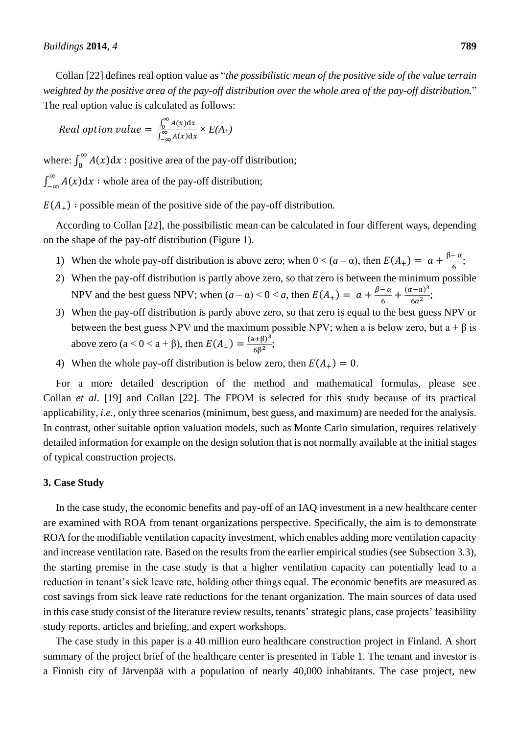Collan [22] defines real option value as "*the possibilistic mean of the positive side of the value terrain weighted by the positive area of the pay-off distribution over the whole area of the pay-off distribution.*" The real option value is calculated as follows:

$$Real\ option\ value = \frac{\int_0^{\infty} A(x)\mathrm{d}x}{\int_{-\infty}^{\infty} A(x)\mathrm{d}x} \times E(A_+)$$

where: $\int_0^{\infty} A(x)\mathrm{d}x$ : positive area of the pay-off distribution;

$\int_{-\infty}^{\infty} A(x)\mathrm{d}x$ : whole area of the pay-off distribution;

$E(A_+)$ : possible mean of the positive side of the pay-off distribution.

According to Collan [22], the possibilistic mean can be calculated in four different ways, depending on the shape of the pay-off distribution (Figure 1).

1) When the whole pay-off distribution is above zero; when $0 < (a - \alpha)$, then $E(A_+) = a + \frac{\beta - \alpha}{6}$;
2) When the pay-off distribution is partly above zero, so that zero is between the minimum possible NPV and the best guess NPV; when $(a - \alpha) < 0 < a$, then $E(A_+) = a + \frac{\beta - \alpha}{6} + \frac{(\alpha - a)^3}{6a^2}$;
3) When the pay-off distribution is partly above zero, so that zero is equal to the best guess NPV or between the best guess NPV and the maximum possible NPV; when a is below zero, but a + β is above zero ($a < 0 < a + \beta$), then $E(A_+) = \frac{(a+\beta)^3}{6\beta^2}$;
4) When the whole pay-off distribution is below zero, then $E(A_+) = 0$.

For a more detailed description of the method and mathematical formulas, please see Collan *et al.* [19] and Collan [22]. The FPOM is selected for this study because of its practical applicability, *i.e.*, only three scenarios (minimum, best guess, and maximum) are needed for the analysis. In contrast, other suitable option valuation models, such as Monte Carlo simulation, requires relatively detailed information for example on the design solution that is not normally available at the initial stages of typical construction projects.

## 3. Case Study

In the case study, the economic benefits and pay-off of an IAQ investment in a new healthcare center are examined with ROA from tenant organizations perspective. Specifically, the aim is to demonstrate ROA for the modifiable ventilation capacity investment, which enables adding more ventilation capacity and increase ventilation rate. Based on the results from the earlier empirical studies (see Subsection 3.3), the starting premise in the case study is that a higher ventilation capacity can potentially lead to a reduction in tenant's sick leave rate, holding other things equal. The economic benefits are measured as cost savings from sick leave rate reductions for the tenant organization. The main sources of data used in this case study consist of the literature review results, tenants' strategic plans, case projects' feasibility study reports, articles and briefing, and expert workshops.

The case study in this paper is a 40 million euro healthcare construction project in Finland. A short summary of the project brief of the healthcare center is presented in Table 1. The tenant and investor is a Finnish city of Järvenpää with a population of nearly 40,000 inhabitants. The case project, new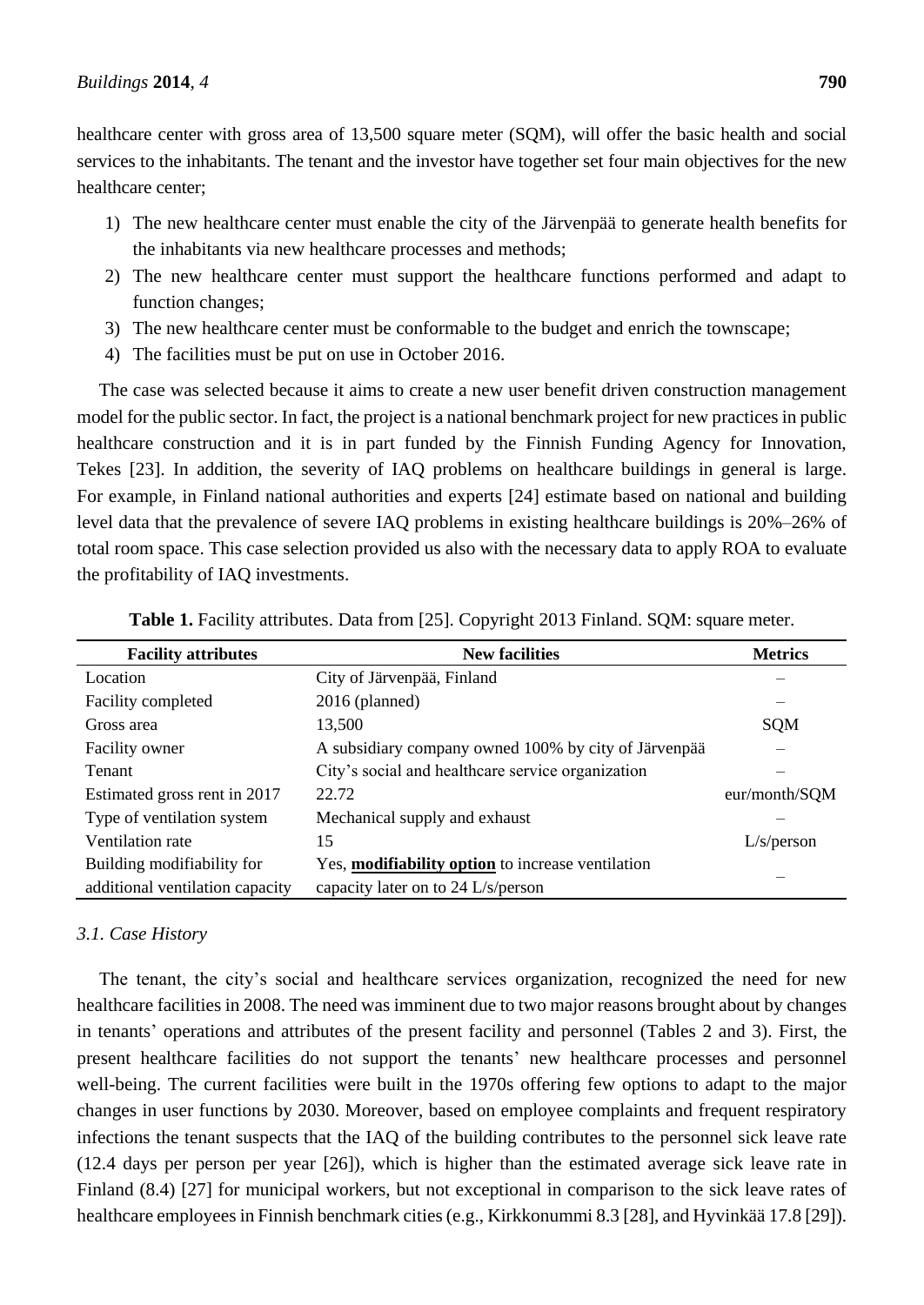healthcare center with gross area of 13,500 square meter (SQM), will offer the basic health and social services to the inhabitants. The tenant and the investor have together set four main objectives for the new healthcare center;

1) The new healthcare center must enable the city of the Järvenpää to generate health benefits for the inhabitants via new healthcare processes and methods;
2) The new healthcare center must support the healthcare functions performed and adapt to function changes;
3) The new healthcare center must be conformable to the budget and enrich the townscape;
4) The facilities must be put on use in October 2016.

The case was selected because it aims to create a new user benefit driven construction management model for the public sector. In fact, the project is a national benchmark project for new practices in public healthcare construction and it is in part funded by the Finnish Funding Agency for Innovation, Tekes [23]. In addition, the severity of IAQ problems on healthcare buildings in general is large. For example, in Finland national authorities and experts [24] estimate based on national and building level data that the prevalence of severe IAQ problems in existing healthcare buildings is 20%–26% of total room space. This case selection provided us also with the necessary data to apply ROA to evaluate the profitability of IAQ investments.

**Table 1.** Facility attributes. Data from [25]. Copyright 2013 Finland. SQM: square meter.

| Facility attributes | New facilities | Metrics |
| --- | --- | --- |
| Location | City of Järvenpää, Finland | – |
| Facility completed | 2016 (planned) | – |
| Gross area | 13,500 | SQM |
| Facility owner | A subsidiary company owned 100% by city of Järvenpää | – |
| Tenant | City's social and healthcare service organization | – |
| Estimated gross rent in 2017 | 22.72 | eur/month/SQM |
| Type of ventilation system | Mechanical supply and exhaust | – |
| Ventilation rate | 15 | L/s/person |
| Building modifiability for additional ventilation capacity | Yes, **modifiability option** to increase ventilation capacity later on to 24 L/s/person | – |

### *3.1. Case History*

The tenant, the city's social and healthcare services organization, recognized the need for new healthcare facilities in 2008. The need was imminent due to two major reasons brought about by changes in tenants' operations and attributes of the present facility and personnel (Tables 2 and 3). First, the present healthcare facilities do not support the tenants' new healthcare processes and personnel well-being. The current facilities were built in the 1970s offering few options to adapt to the major changes in user functions by 2030. Moreover, based on employee complaints and frequent respiratory infections the tenant suspects that the IAQ of the building contributes to the personnel sick leave rate (12.4 days per person per year [26]), which is higher than the estimated average sick leave rate in Finland (8.4) [27] for municipal workers, but not exceptional in comparison to the sick leave rates of healthcare employees in Finnish benchmark cities (e.g., Kirkkonummi 8.3 [28], and Hyvinkää 17.8 [29]).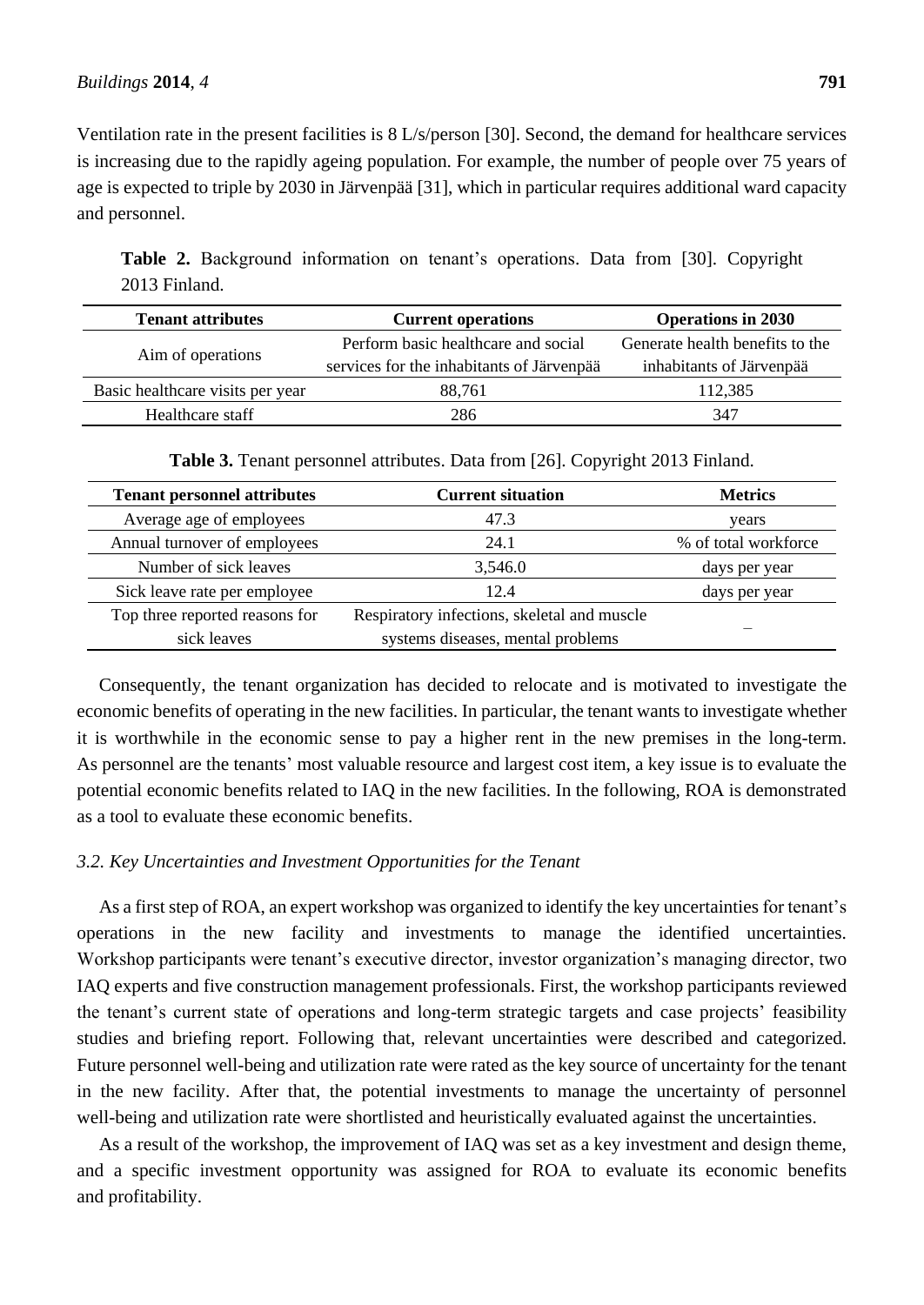Ventilation rate in the present facilities is 8 L/s/person [30]. Second, the demand for healthcare services is increasing due to the rapidly ageing population. For example, the number of people over 75 years of age is expected to triple by 2030 in Järvenpää [31], which in particular requires additional ward capacity and personnel.

**Table 2.** Background information on tenant's operations. Data from [30]. Copyright 2013 Finland.

| Tenant attributes | Current operations | Operations in 2030 |
|---|---|---|
| Aim of operations | Perform basic healthcare and social services for the inhabitants of Järvenpää | Generate health benefits to the inhabitants of Järvenpää |
| Basic healthcare visits per year | 88,761 | 112,385 |
| Healthcare staff | 286 | 347 |

**Table 3.** Tenant personnel attributes. Data from [26]. Copyright 2013 Finland.

| Tenant personnel attributes | Current situation | Metrics |
|---|---|---|
| Average age of employees | 47.3 | years |
| Annual turnover of employees | 24.1 | % of total workforce |
| Number of sick leaves | 3,546.0 | days per year |
| Sick leave rate per employee | 12.4 | days per year |
| Top three reported reasons for sick leaves | Respiratory infections, skeletal and muscle systems diseases, mental problems | – |

Consequently, the tenant organization has decided to relocate and is motivated to investigate the economic benefits of operating in the new facilities. In particular, the tenant wants to investigate whether it is worthwhile in the economic sense to pay a higher rent in the new premises in the long-term. As personnel are the tenants' most valuable resource and largest cost item, a key issue is to evaluate the potential economic benefits related to IAQ in the new facilities. In the following, ROA is demonstrated as a tool to evaluate these economic benefits.

### *3.2. Key Uncertainties and Investment Opportunities for the Tenant*

As a first step of ROA, an expert workshop was organized to identify the key uncertainties for tenant's operations in the new facility and investments to manage the identified uncertainties. Workshop participants were tenant's executive director, investor organization's managing director, two IAQ experts and five construction management professionals. First, the workshop participants reviewed the tenant's current state of operations and long-term strategic targets and case projects' feasibility studies and briefing report. Following that, relevant uncertainties were described and categorized. Future personnel well-being and utilization rate were rated as the key source of uncertainty for the tenant in the new facility. After that, the potential investments to manage the uncertainty of personnel well-being and utilization rate were shortlisted and heuristically evaluated against the uncertainties.

As a result of the workshop, the improvement of IAQ was set as a key investment and design theme, and a specific investment opportunity was assigned for ROA to evaluate its economic benefits and profitability.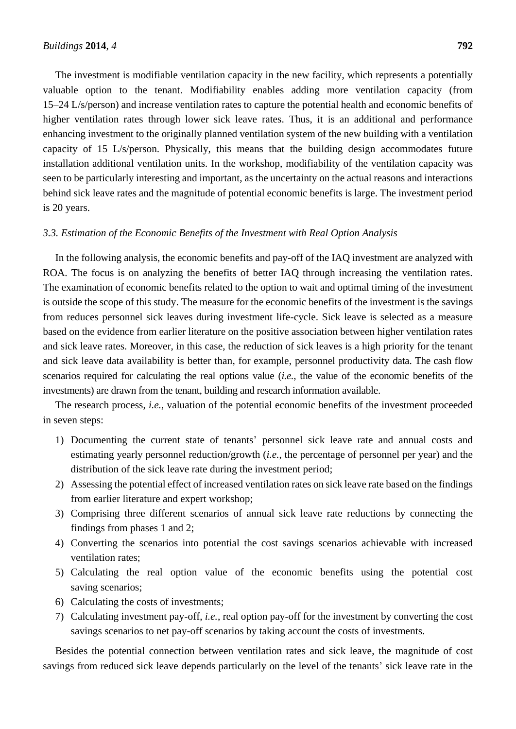The investment is modifiable ventilation capacity in the new facility, which represents a potentially valuable option to the tenant. Modifiability enables adding more ventilation capacity (from 15–24 L/s/person) and increase ventilation rates to capture the potential health and economic benefits of higher ventilation rates through lower sick leave rates. Thus, it is an additional and performance enhancing investment to the originally planned ventilation system of the new building with a ventilation capacity of 15 L/s/person. Physically, this means that the building design accommodates future installation additional ventilation units. In the workshop, modifiability of the ventilation capacity was seen to be particularly interesting and important, as the uncertainty on the actual reasons and interactions behind sick leave rates and the magnitude of potential economic benefits is large. The investment period is 20 years.

### *3.3. Estimation of the Economic Benefits of the Investment with Real Option Analysis*

In the following analysis, the economic benefits and pay-off of the IAQ investment are analyzed with ROA. The focus is on analyzing the benefits of better IAQ through increasing the ventilation rates. The examination of economic benefits related to the option to wait and optimal timing of the investment is outside the scope of this study. The measure for the economic benefits of the investment is the savings from reduces personnel sick leaves during investment life-cycle. Sick leave is selected as a measure based on the evidence from earlier literature on the positive association between higher ventilation rates and sick leave rates. Moreover, in this case, the reduction of sick leaves is a high priority for the tenant and sick leave data availability is better than, for example, personnel productivity data. The cash flow scenarios required for calculating the real options value (*i.e.*, the value of the economic benefits of the investments) are drawn from the tenant, building and research information available.

The research process, *i.e.*, valuation of the potential economic benefits of the investment proceeded in seven steps:

1) Documenting the current state of tenants' personnel sick leave rate and annual costs and estimating yearly personnel reduction/growth (*i.e.*, the percentage of personnel per year) and the distribution of the sick leave rate during the investment period;
2) Assessing the potential effect of increased ventilation rates on sick leave rate based on the findings from earlier literature and expert workshop;
3) Comprising three different scenarios of annual sick leave rate reductions by connecting the findings from phases 1 and 2;
4) Converting the scenarios into potential the cost savings scenarios achievable with increased ventilation rates;
5) Calculating the real option value of the economic benefits using the potential cost saving scenarios;
6) Calculating the costs of investments;
7) Calculating investment pay-off, *i.e.*, real option pay-off for the investment by converting the cost savings scenarios to net pay-off scenarios by taking account the costs of investments.

Besides the potential connection between ventilation rates and sick leave, the magnitude of cost savings from reduced sick leave depends particularly on the level of the tenants' sick leave rate in the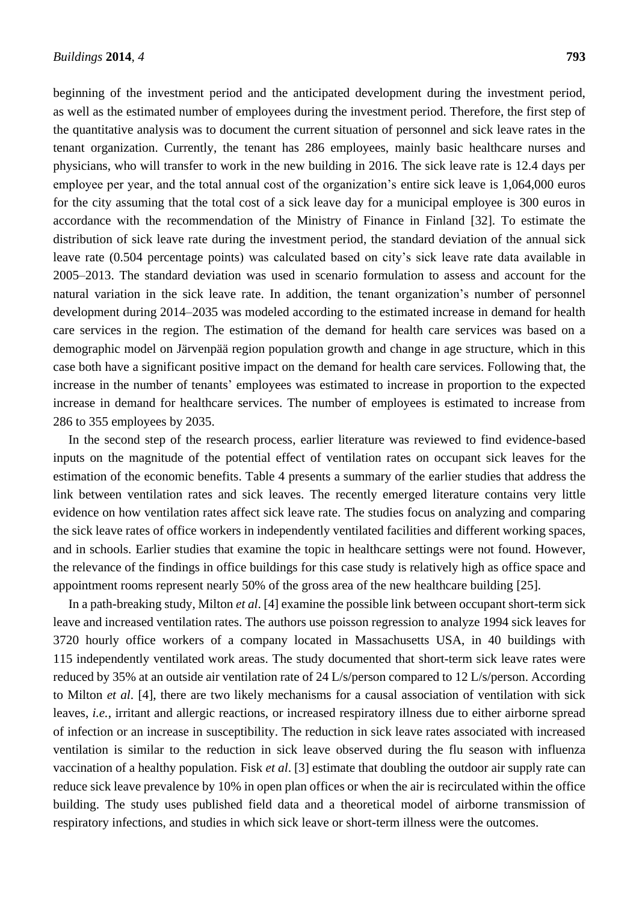beginning of the investment period and the anticipated development during the investment period, as well as the estimated number of employees during the investment period. Therefore, the first step of the quantitative analysis was to document the current situation of personnel and sick leave rates in the tenant organization. Currently, the tenant has 286 employees, mainly basic healthcare nurses and physicians, who will transfer to work in the new building in 2016. The sick leave rate is 12.4 days per employee per year, and the total annual cost of the organization's entire sick leave is 1,064,000 euros for the city assuming that the total cost of a sick leave day for a municipal employee is 300 euros in accordance with the recommendation of the Ministry of Finance in Finland [32]. To estimate the distribution of sick leave rate during the investment period, the standard deviation of the annual sick leave rate (0.504 percentage points) was calculated based on city's sick leave rate data available in 2005–2013. The standard deviation was used in scenario formulation to assess and account for the natural variation in the sick leave rate. In addition, the tenant organization's number of personnel development during 2014–2035 was modeled according to the estimated increase in demand for health care services in the region. The estimation of the demand for health care services was based on a demographic model on Järvenpää region population growth and change in age structure, which in this case both have a significant positive impact on the demand for health care services. Following that, the increase in the number of tenants' employees was estimated to increase in proportion to the expected increase in demand for healthcare services. The number of employees is estimated to increase from 286 to 355 employees by 2035.

In the second step of the research process, earlier literature was reviewed to find evidence-based inputs on the magnitude of the potential effect of ventilation rates on occupant sick leaves for the estimation of the economic benefits. Table 4 presents a summary of the earlier studies that address the link between ventilation rates and sick leaves. The recently emerged literature contains very little evidence on how ventilation rates affect sick leave rate. The studies focus on analyzing and comparing the sick leave rates of office workers in independently ventilated facilities and different working spaces, and in schools. Earlier studies that examine the topic in healthcare settings were not found. However, the relevance of the findings in office buildings for this case study is relatively high as office space and appointment rooms represent nearly 50% of the gross area of the new healthcare building [25].

In a path-breaking study, Milton *et al*. [4] examine the possible link between occupant short-term sick leave and increased ventilation rates. The authors use poisson regression to analyze 1994 sick leaves for 3720 hourly office workers of a company located in Massachusetts USA, in 40 buildings with 115 independently ventilated work areas. The study documented that short-term sick leave rates were reduced by 35% at an outside air ventilation rate of 24 L/s/person compared to 12 L/s/person. According to Milton *et al*. [4], there are two likely mechanisms for a causal association of ventilation with sick leaves, *i.e.*, irritant and allergic reactions, or increased respiratory illness due to either airborne spread of infection or an increase in susceptibility. The reduction in sick leave rates associated with increased ventilation is similar to the reduction in sick leave observed during the flu season with influenza vaccination of a healthy population. Fisk *et al*. [3] estimate that doubling the outdoor air supply rate can reduce sick leave prevalence by 10% in open plan offices or when the air is recirculated within the office building. The study uses published field data and a theoretical model of airborne transmission of respiratory infections, and studies in which sick leave or short-term illness were the outcomes.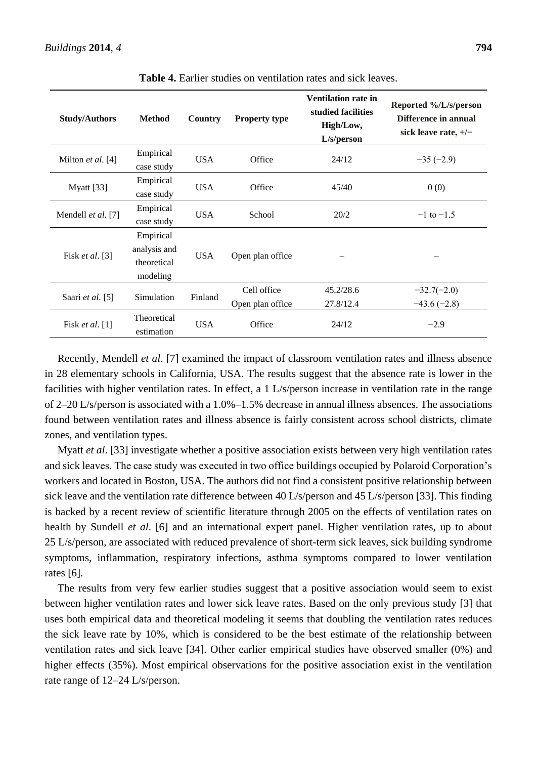**Table 4.** Earlier studies on ventilation rates and sick leaves.

| Study/Authors | Method | Country | Property type | Ventilation rate in studied facilities High/Low, L/s/person | Reported %/L/s/person Difference in annual sick leave rate, +/− |
|---|---|---|---|---|---|
| Milton *et al*. [4] | Empirical case study | USA | Office | 24/12 | −35 (−2.9) |
| Myatt [33] | Empirical case study | USA | Office | 45/40 | 0 (0) |
| Mendell *et al*. [7] | Empirical case study | USA | School | 20/2 | −1 to −1.5 |
| Fisk *et al*. [3] | Empirical analysis and theoretical modeling | USA | Open plan office | – | – |
| Saari *et al*. [5] | Simulation | Finland | Cell office<br>Open plan office | 45.2/28.6<br>27.8/12.4 | −32.7(−2.0)<br>−43.6 (−2.8) |
| Fisk *et al*. [1] | Theoretical estimation | USA | Office | 24/12 | −2.9 |

Recently, Mendell *et al*. [7] examined the impact of classroom ventilation rates and illness absence in 28 elementary schools in California, USA. The results suggest that the absence rate is lower in the facilities with higher ventilation rates. In effect, a 1 L/s/person increase in ventilation rate in the range of 2–20 L/s/person is associated with a 1.0%–1.5% decrease in annual illness absences. The associations found between ventilation rates and illness absence is fairly consistent across school districts, climate zones, and ventilation types.

Myatt *et al*. [33] investigate whether a positive association exists between very high ventilation rates and sick leaves. The case study was executed in two office buildings occupied by Polaroid Corporation's workers and located in Boston, USA. The authors did not find a consistent positive relationship between sick leave and the ventilation rate difference between 40 L/s/person and 45 L/s/person [33]. This finding is backed by a recent review of scientific literature through 2005 on the effects of ventilation rates on health by Sundell *et al*. [6] and an international expert panel. Higher ventilation rates, up to about 25 L/s/person, are associated with reduced prevalence of short-term sick leaves, sick building syndrome symptoms, inflammation, respiratory infections, asthma symptoms compared to lower ventilation rates [6].

The results from very few earlier studies suggest that a positive association would seem to exist between higher ventilation rates and lower sick leave rates. Based on the only previous study [3] that uses both empirical data and theoretical modeling it seems that doubling the ventilation rates reduces the sick leave rate by 10%, which is considered to be the best estimate of the relationship between ventilation rates and sick leave [34]. Other earlier empirical studies have observed smaller (0%) and higher effects (35%). Most empirical observations for the positive association exist in the ventilation rate range of 12–24 L/s/person.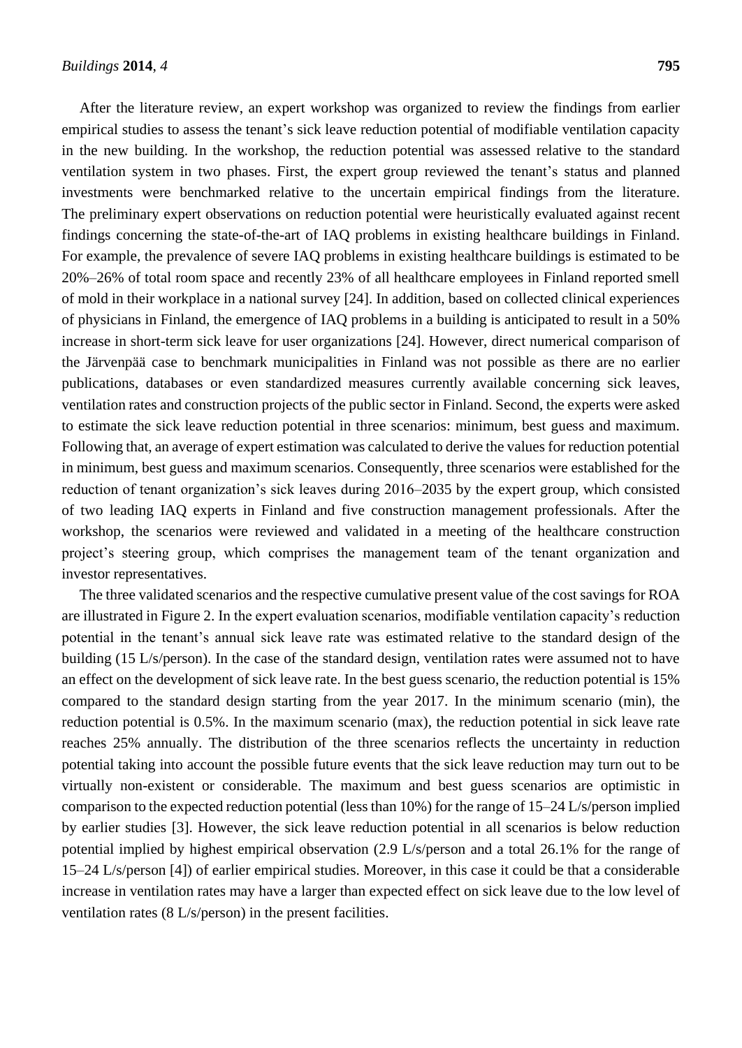After the literature review, an expert workshop was organized to review the findings from earlier empirical studies to assess the tenant's sick leave reduction potential of modifiable ventilation capacity in the new building. In the workshop, the reduction potential was assessed relative to the standard ventilation system in two phases. First, the expert group reviewed the tenant's status and planned investments were benchmarked relative to the uncertain empirical findings from the literature. The preliminary expert observations on reduction potential were heuristically evaluated against recent findings concerning the state-of-the-art of IAQ problems in existing healthcare buildings in Finland. For example, the prevalence of severe IAQ problems in existing healthcare buildings is estimated to be 20%–26% of total room space and recently 23% of all healthcare employees in Finland reported smell of mold in their workplace in a national survey [24]. In addition, based on collected clinical experiences of physicians in Finland, the emergence of IAQ problems in a building is anticipated to result in a 50% increase in short-term sick leave for user organizations [24]. However, direct numerical comparison of the Järvenpää case to benchmark municipalities in Finland was not possible as there are no earlier publications, databases or even standardized measures currently available concerning sick leaves, ventilation rates and construction projects of the public sector in Finland. Second, the experts were asked to estimate the sick leave reduction potential in three scenarios: minimum, best guess and maximum. Following that, an average of expert estimation was calculated to derive the values for reduction potential in minimum, best guess and maximum scenarios. Consequently, three scenarios were established for the reduction of tenant organization's sick leaves during 2016–2035 by the expert group, which consisted of two leading IAQ experts in Finland and five construction management professionals. After the workshop, the scenarios were reviewed and validated in a meeting of the healthcare construction project's steering group, which comprises the management team of the tenant organization and investor representatives.

The three validated scenarios and the respective cumulative present value of the cost savings for ROA are illustrated in Figure 2. In the expert evaluation scenarios, modifiable ventilation capacity's reduction potential in the tenant's annual sick leave rate was estimated relative to the standard design of the building (15 L/s/person). In the case of the standard design, ventilation rates were assumed not to have an effect on the development of sick leave rate. In the best guess scenario, the reduction potential is 15% compared to the standard design starting from the year 2017. In the minimum scenario (min), the reduction potential is 0.5%. In the maximum scenario (max), the reduction potential in sick leave rate reaches 25% annually. The distribution of the three scenarios reflects the uncertainty in reduction potential taking into account the possible future events that the sick leave reduction may turn out to be virtually non-existent or considerable. The maximum and best guess scenarios are optimistic in comparison to the expected reduction potential (less than 10%) for the range of 15–24 L/s/person implied by earlier studies [3]. However, the sick leave reduction potential in all scenarios is below reduction potential implied by highest empirical observation (2.9 L/s/person and a total 26.1% for the range of 15–24 L/s/person [4]) of earlier empirical studies. Moreover, in this case it could be that a considerable increase in ventilation rates may have a larger than expected effect on sick leave due to the low level of ventilation rates (8 L/s/person) in the present facilities.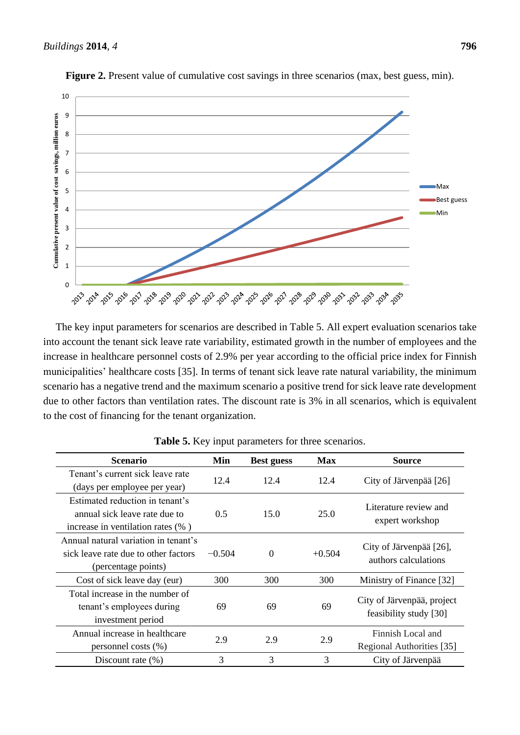**Figure 2.** Present value of cumulative cost savings in three scenarios (max, best guess, min).

The key input parameters for scenarios are described in Table 5. All expert evaluation scenarios take into account the tenant sick leave rate variability, estimated growth in the number of employees and the increase in healthcare personnel costs of 2.9% per year according to the official price index for Finnish municipalities' healthcare costs [35]. In terms of tenant sick leave rate natural variability, the minimum scenario has a negative trend and the maximum scenario a positive trend for sick leave rate development due to other factors than ventilation rates. The discount rate is 3% in all scenarios, which is equivalent to the cost of financing for the tenant organization.

**Table 5.** Key input parameters for three scenarios.

| Scenario | Min | Best guess | Max | Source |
|---|---|---|---|---|
| Tenant's current sick leave rate (days per employee per year) | 12.4 | 12.4 | 12.4 | City of Järvenpää [26] |
| Estimated reduction in tenant's annual sick leave rate due to increase in ventilation rates (% ) | 0.5 | 15.0 | 25.0 | Literature review and expert workshop |
| Annual natural variation in tenant's sick leave rate due to other factors (percentage points) | −0.504 | 0 | +0.504 | City of Järvenpää [26], authors calculations |
| Cost of sick leave day (eur) | 300 | 300 | 300 | Ministry of Finance [32] |
| Total increase in the number of tenant's employees during investment period | 69 | 69 | 69 | City of Järvenpää, project feasibility study [30] |
| Annual increase in healthcare personnel costs (%) | 2.9 | 2.9 | 2.9 | Finnish Local and Regional Authorities [35] |
| Discount rate (%) | 3 | 3 | 3 | City of Järvenpää |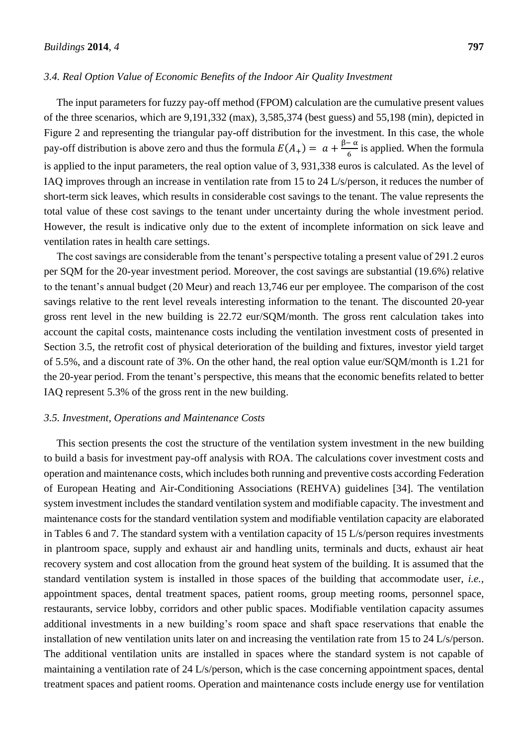### 3.4. Real Option Value of Economic Benefits of the Indoor Air Quality Investment

The input parameters for fuzzy pay-off method (FPOM) calculation are the cumulative present values of the three scenarios, which are 9,191,332 (max), 3,585,374 (best guess) and 55,198 (min), depicted in Figure 2 and representing the triangular pay-off distribution for the investment. In this case, the whole pay-off distribution is above zero and thus the formula $E(A_+) = a + \frac{\beta - \alpha}{6}$ is applied. When the formula is applied to the input parameters, the real option value of 3, 931,338 euros is calculated. As the level of IAQ improves through an increase in ventilation rate from 15 to 24 L/s/person, it reduces the number of short-term sick leaves, which results in considerable cost savings to the tenant. The value represents the total value of these cost savings to the tenant under uncertainty during the whole investment period. However, the result is indicative only due to the extent of incomplete information on sick leave and ventilation rates in health care settings.

The cost savings are considerable from the tenant's perspective totaling a present value of 291.2 euros per SQM for the 20-year investment period. Moreover, the cost savings are substantial (19.6%) relative to the tenant's annual budget (20 Meur) and reach 13,746 eur per employee. The comparison of the cost savings relative to the rent level reveals interesting information to the tenant. The discounted 20-year gross rent level in the new building is 22.72 eur/SQM/month. The gross rent calculation takes into account the capital costs, maintenance costs including the ventilation investment costs of presented in Section 3.5, the retrofit cost of physical deterioration of the building and fixtures, investor yield target of 5.5%, and a discount rate of 3%. On the other hand, the real option value eur/SQM/month is 1.21 for the 20-year period. From the tenant's perspective, this means that the economic benefits related to better IAQ represent 5.3% of the gross rent in the new building.

### 3.5. Investment, Operations and Maintenance Costs

This section presents the cost the structure of the ventilation system investment in the new building to build a basis for investment pay-off analysis with ROA. The calculations cover investment costs and operation and maintenance costs, which includes both running and preventive costs according Federation of European Heating and Air-Conditioning Associations (REHVA) guidelines [34]. The ventilation system investment includes the standard ventilation system and modifiable capacity. The investment and maintenance costs for the standard ventilation system and modifiable ventilation capacity are elaborated in Tables 6 and 7. The standard system with a ventilation capacity of 15 L/s/person requires investments in plantroom space, supply and exhaust air and handling units, terminals and ducts, exhaust air heat recovery system and cost allocation from the ground heat system of the building. It is assumed that the standard ventilation system is installed in those spaces of the building that accommodate user, *i.e.*, appointment spaces, dental treatment spaces, patient rooms, group meeting rooms, personnel space, restaurants, service lobby, corridors and other public spaces. Modifiable ventilation capacity assumes additional investments in a new building's room space and shaft space reservations that enable the installation of new ventilation units later on and increasing the ventilation rate from 15 to 24 L/s/person. The additional ventilation units are installed in spaces where the standard system is not capable of maintaining a ventilation rate of 24 L/s/person, which is the case concerning appointment spaces, dental treatment spaces and patient rooms. Operation and maintenance costs include energy use for ventilation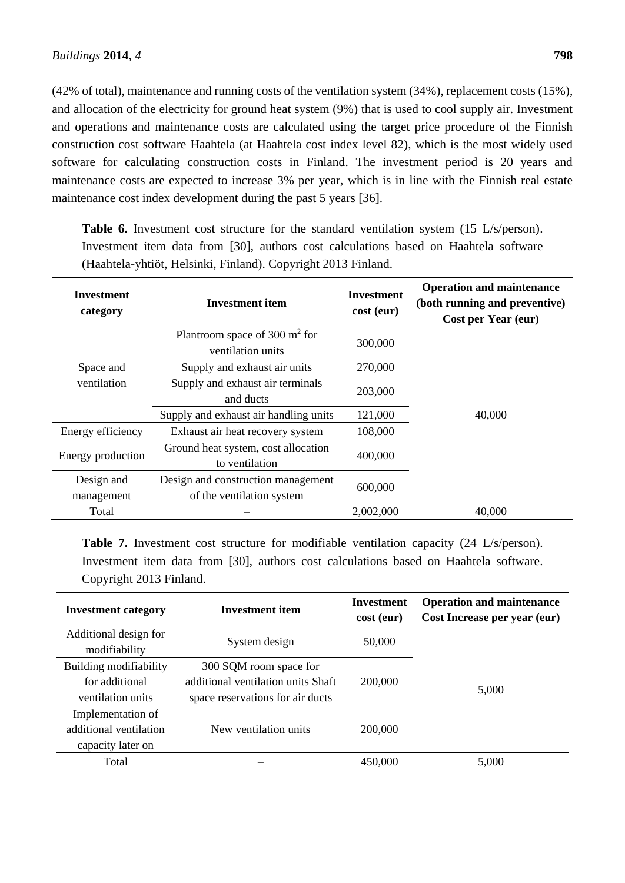(42% of total), maintenance and running costs of the ventilation system (34%), replacement costs (15%), and allocation of the electricity for ground heat system (9%) that is used to cool supply air. Investment and operations and maintenance costs are calculated using the target price procedure of the Finnish construction cost software Haahtela (at Haahtela cost index level 82), which is the most widely used software for calculating construction costs in Finland. The investment period is 20 years and maintenance costs are expected to increase 3% per year, which is in line with the Finnish real estate maintenance cost index development during the past 5 years [36].

**Table 6.** Investment cost structure for the standard ventilation system (15 L/s/person). Investment item data from [30], authors cost calculations based on Haahtela software (Haahtela-yhtiöt, Helsinki, Finland). Copyright 2013 Finland.

| Investment category | Investment item | Investment cost (eur) | Operation and maintenance (both running and preventive) Cost per Year (eur) |
|---|---|---|---|
| Space and ventilation | Plantroom space of 300 m$^2$ for ventilation units | 300,000 | 40,000 |
| | Supply and exhaust air units | 270,000 | |
| | Supply and exhaust air terminals and ducts | 203,000 | |
| | Supply and exhaust air handling units | 121,000 | |
| Energy efficiency | Exhaust air heat recovery system | 108,000 | |
| Energy production | Ground heat system, cost allocation to ventilation | 400,000 | |
| Design and management | Design and construction management of the ventilation system | 600,000 | |
| Total | – | 2,002,000 | 40,000 |

**Table 7.** Investment cost structure for modifiable ventilation capacity (24 L/s/person). Investment item data from [30], authors cost calculations based on Haahtela software. Copyright 2013 Finland.

| Investment category | Investment item | Investment cost (eur) | Operation and maintenance Cost Increase per year (eur) |
|---|---|---|---|
| Additional design for modifiability | System design | 50,000 | 5,000 |
| Building modifiability for additional ventilation units | 300 SQM room space for additional ventilation units Shaft space reservations for air ducts | 200,000 | |
| Implementation of additional ventilation capacity later on | New ventilation units | 200,000 | |
| Total | – | 450,000 | 5,000 |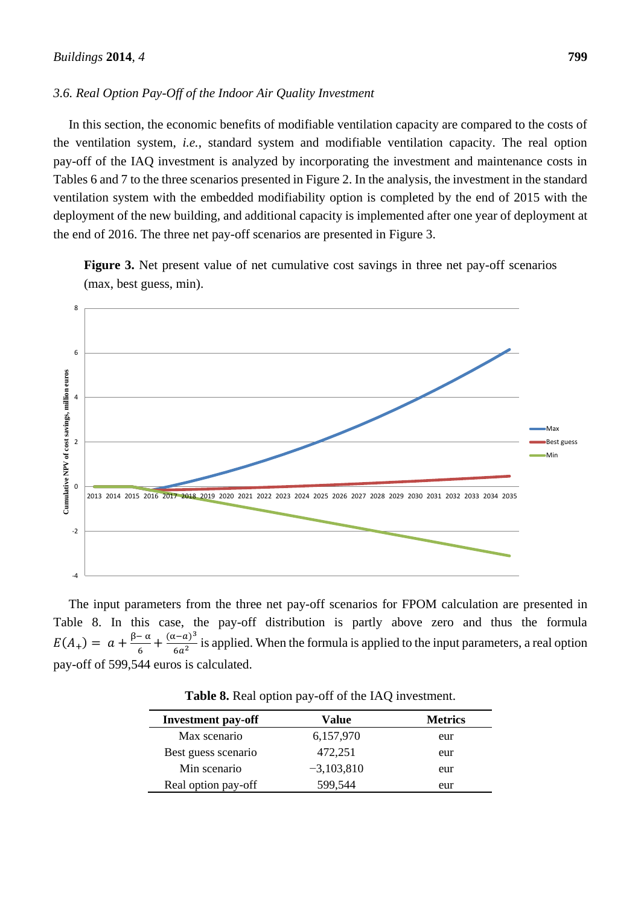### 3.6. Real Option Pay-Off of the Indoor Air Quality Investment

In this section, the economic benefits of modifiable ventilation capacity are compared to the costs of the ventilation system, *i.e.*, standard system and modifiable ventilation capacity. The real option pay-off of the IAQ investment is analyzed by incorporating the investment and maintenance costs in Tables 6 and 7 to the three scenarios presented in Figure 2. In the analysis, the investment in the standard ventilation system with the embedded modifiability option is completed by the end of 2015 with the deployment of the new building, and additional capacity is implemented after one year of deployment at the end of 2016. The three net pay-off scenarios are presented in Figure 3.

**Figure 3.** Net present value of net cumulative cost savings in three net pay-off scenarios (max, best guess, min).

The input parameters from the three net pay-off scenarios for FPOM calculation are presented in Table 8. In this case, the pay-off distribution is partly above zero and thus the formula $E(A_{+}) = a + \frac{\beta - \alpha}{6} + \frac{(\alpha - a)^3}{6a^2}$ is applied. When the formula is applied to the input parameters, a real option pay-off of 599,544 euros is calculated.

**Table 8.** Real option pay-off of the IAQ investment.

| Investment pay-off | Value | Metrics |
|---|---|---|
| Max scenario | 6,157,970 | eur |
| Best guess scenario | 472,251 | eur |
| Min scenario | −3,103,810 | eur |
| Real option pay-off | 599,544 | eur |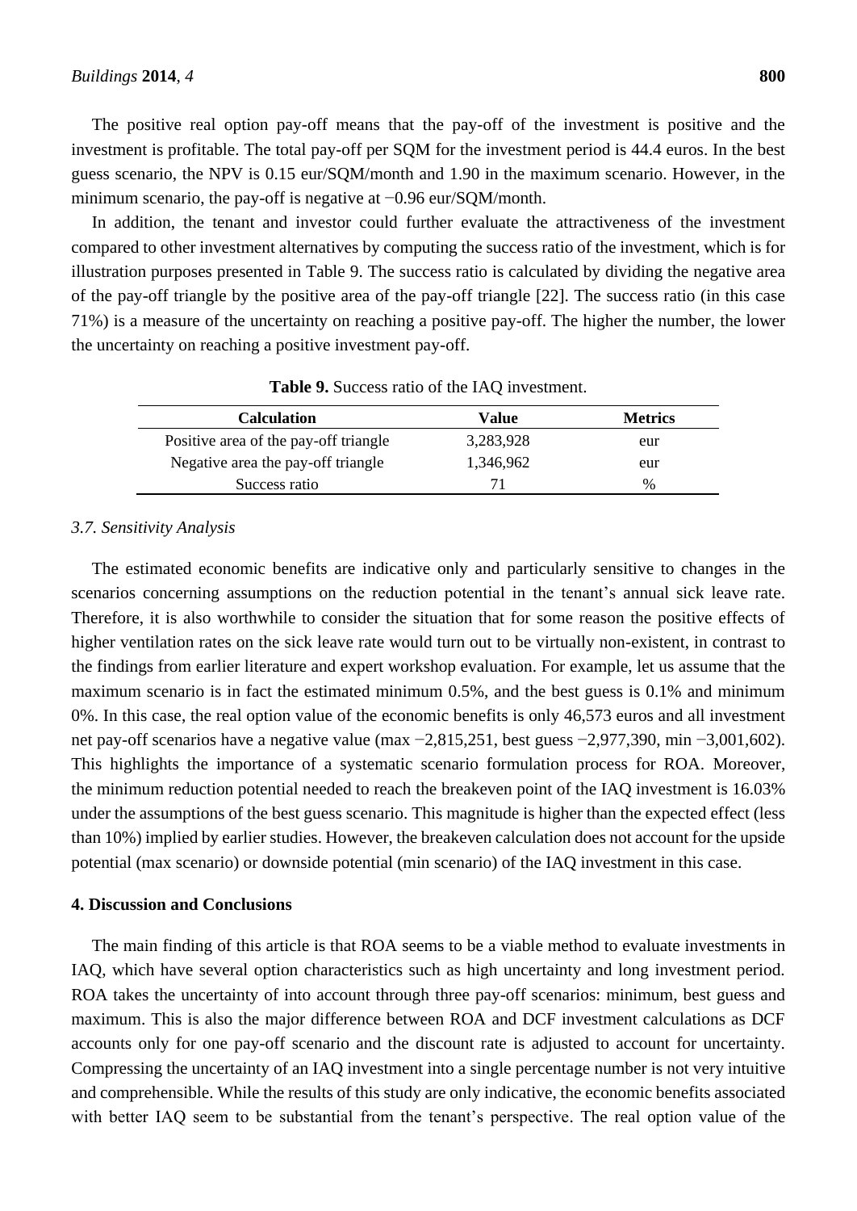The positive real option pay-off means that the pay-off of the investment is positive and the investment is profitable. The total pay-off per SQM for the investment period is 44.4 euros. In the best guess scenario, the NPV is 0.15 eur/SQM/month and 1.90 in the maximum scenario. However, in the minimum scenario, the pay-off is negative at −0.96 eur/SQM/month.

In addition, the tenant and investor could further evaluate the attractiveness of the investment compared to other investment alternatives by computing the success ratio of the investment, which is for illustration purposes presented in Table 9. The success ratio is calculated by dividing the negative area of the pay-off triangle by the positive area of the pay-off triangle [22]. The success ratio (in this case 71%) is a measure of the uncertainty on reaching a positive pay-off. The higher the number, the lower the uncertainty on reaching a positive investment pay-off.

**Table 9.** Success ratio of the IAQ investment.

| Calculation | Value | Metrics |
|---|---|---|
| Positive area of the pay-off triangle | 3,283,928 | eur |
| Negative area the pay-off triangle | 1,346,962 | eur |
| Success ratio | 71 | % |

### 3.7. Sensitivity Analysis

The estimated economic benefits are indicative only and particularly sensitive to changes in the scenarios concerning assumptions on the reduction potential in the tenant's annual sick leave rate. Therefore, it is also worthwhile to consider the situation that for some reason the positive effects of higher ventilation rates on the sick leave rate would turn out to be virtually non-existent, in contrast to the findings from earlier literature and expert workshop evaluation. For example, let us assume that the maximum scenario is in fact the estimated minimum 0.5%, and the best guess is 0.1% and minimum 0%. In this case, the real option value of the economic benefits is only 46,573 euros and all investment net pay-off scenarios have a negative value (max −2,815,251, best guess −2,977,390, min −3,001,602). This highlights the importance of a systematic scenario formulation process for ROA. Moreover, the minimum reduction potential needed to reach the breakeven point of the IAQ investment is 16.03% under the assumptions of the best guess scenario. This magnitude is higher than the expected effect (less than 10%) implied by earlier studies. However, the breakeven calculation does not account for the upside potential (max scenario) or downside potential (min scenario) of the IAQ investment in this case.

## 4. Discussion and Conclusions

The main finding of this article is that ROA seems to be a viable method to evaluate investments in IAQ, which have several option characteristics such as high uncertainty and long investment period. ROA takes the uncertainty of into account through three pay-off scenarios: minimum, best guess and maximum. This is also the major difference between ROA and DCF investment calculations as DCF accounts only for one pay-off scenario and the discount rate is adjusted to account for uncertainty. Compressing the uncertainty of an IAQ investment into a single percentage number is not very intuitive and comprehensible. While the results of this study are only indicative, the economic benefits associated with better IAQ seem to be substantial from the tenant's perspective. The real option value of the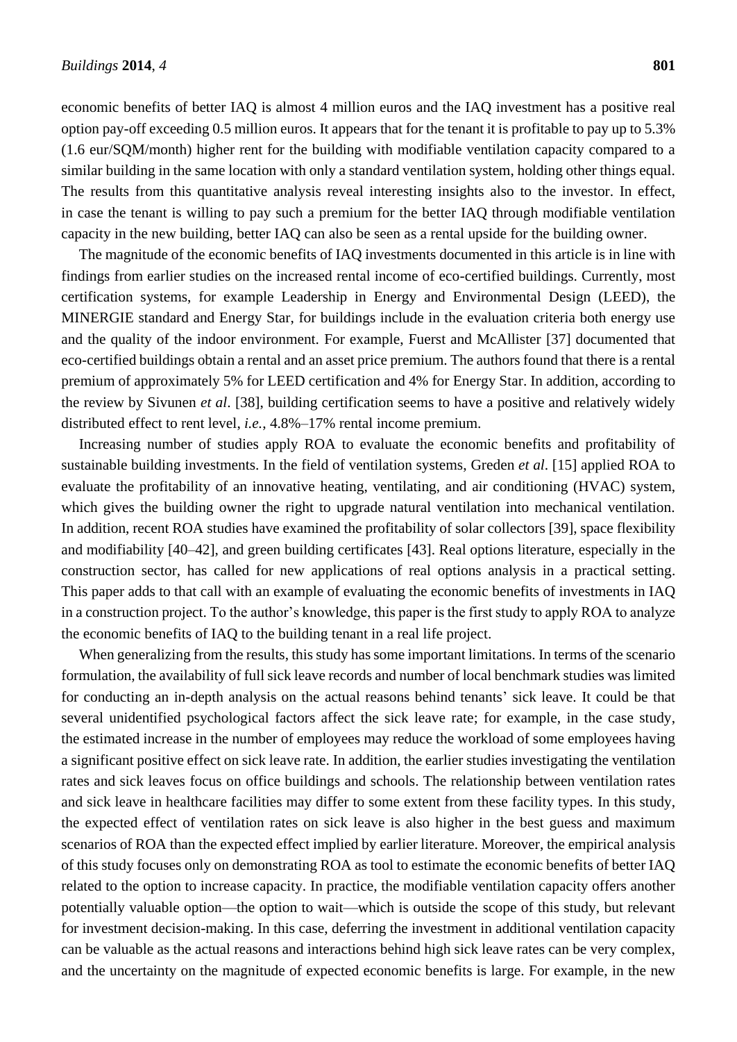economic benefits of better IAQ is almost 4 million euros and the IAQ investment has a positive real option pay-off exceeding 0.5 million euros. It appears that for the tenant it is profitable to pay up to 5.3% (1.6 eur/SQM/month) higher rent for the building with modifiable ventilation capacity compared to a similar building in the same location with only a standard ventilation system, holding other things equal. The results from this quantitative analysis reveal interesting insights also to the investor. In effect, in case the tenant is willing to pay such a premium for the better IAQ through modifiable ventilation capacity in the new building, better IAQ can also be seen as a rental upside for the building owner.

The magnitude of the economic benefits of IAQ investments documented in this article is in line with findings from earlier studies on the increased rental income of eco-certified buildings. Currently, most certification systems, for example Leadership in Energy and Environmental Design (LEED), the MINERGIE standard and Energy Star, for buildings include in the evaluation criteria both energy use and the quality of the indoor environment. For example, Fuerst and McAllister [37] documented that eco-certified buildings obtain a rental and an asset price premium. The authors found that there is a rental premium of approximately 5% for LEED certification and 4% for Energy Star. In addition, according to the review by Sivunen *et al*. [38], building certification seems to have a positive and relatively widely distributed effect to rent level, *i.e.*, 4.8%–17% rental income premium.

Increasing number of studies apply ROA to evaluate the economic benefits and profitability of sustainable building investments. In the field of ventilation systems, Greden *et al*. [15] applied ROA to evaluate the profitability of an innovative heating, ventilating, and air conditioning (HVAC) system, which gives the building owner the right to upgrade natural ventilation into mechanical ventilation. In addition, recent ROA studies have examined the profitability of solar collectors [39], space flexibility and modifiability [40–42], and green building certificates [43]. Real options literature, especially in the construction sector, has called for new applications of real options analysis in a practical setting. This paper adds to that call with an example of evaluating the economic benefits of investments in IAQ in a construction project. To the author's knowledge, this paper is the first study to apply ROA to analyze the economic benefits of IAQ to the building tenant in a real life project.

When generalizing from the results, this study has some important limitations. In terms of the scenario formulation, the availability of full sick leave records and number of local benchmark studies was limited for conducting an in-depth analysis on the actual reasons behind tenants' sick leave. It could be that several unidentified psychological factors affect the sick leave rate; for example, in the case study, the estimated increase in the number of employees may reduce the workload of some employees having a significant positive effect on sick leave rate. In addition, the earlier studies investigating the ventilation rates and sick leaves focus on office buildings and schools. The relationship between ventilation rates and sick leave in healthcare facilities may differ to some extent from these facility types. In this study, the expected effect of ventilation rates on sick leave is also higher in the best guess and maximum scenarios of ROA than the expected effect implied by earlier literature. Moreover, the empirical analysis of this study focuses only on demonstrating ROA as tool to estimate the economic benefits of better IAQ related to the option to increase capacity. In practice, the modifiable ventilation capacity offers another potentially valuable option—the option to wait—which is outside the scope of this study, but relevant for investment decision-making. In this case, deferring the investment in additional ventilation capacity can be valuable as the actual reasons and interactions behind high sick leave rates can be very complex, and the uncertainty on the magnitude of expected economic benefits is large. For example, in the new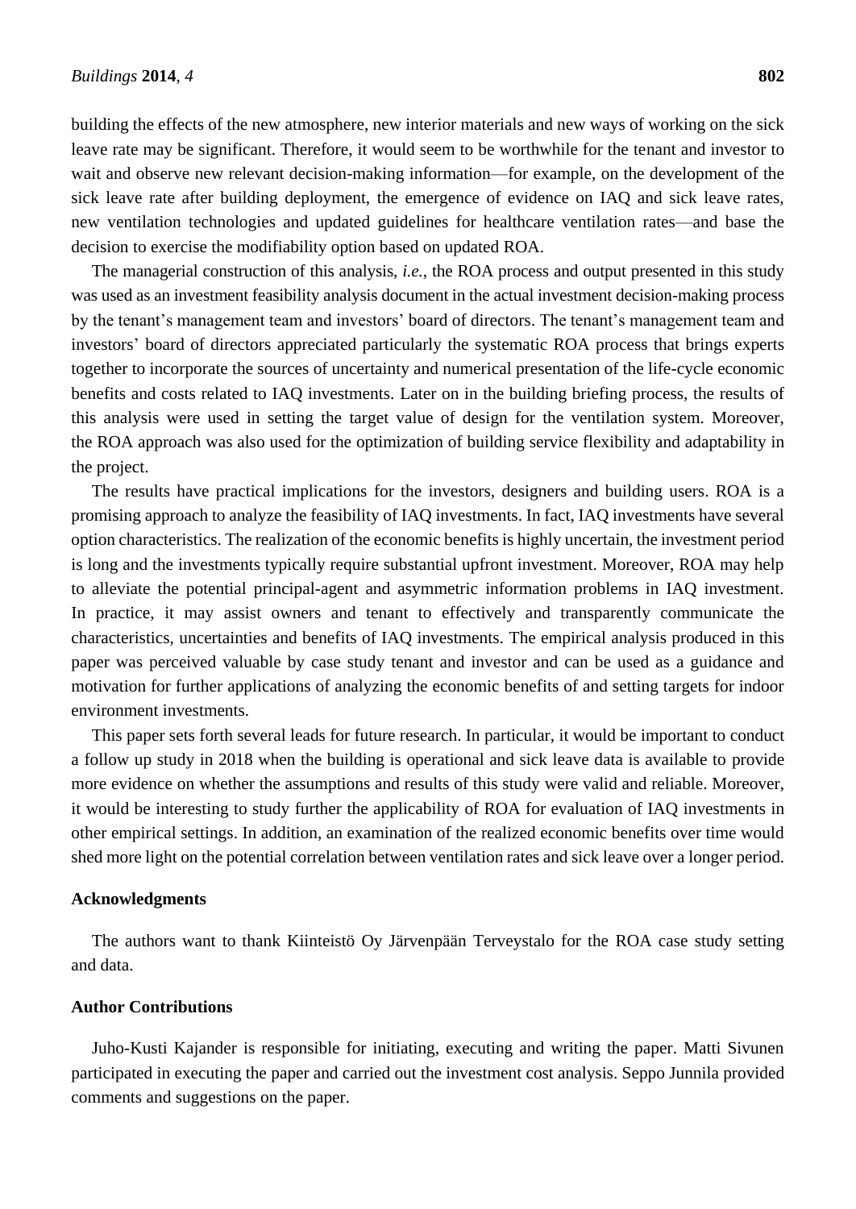building the effects of the new atmosphere, new interior materials and new ways of working on the sick leave rate may be significant. Therefore, it would seem to be worthwhile for the tenant and investor to wait and observe new relevant decision-making information—for example, on the development of the sick leave rate after building deployment, the emergence of evidence on IAQ and sick leave rates, new ventilation technologies and updated guidelines for healthcare ventilation rates—and base the decision to exercise the modifiability option based on updated ROA.

The managerial construction of this analysis, *i.e.*, the ROA process and output presented in this study was used as an investment feasibility analysis document in the actual investment decision-making process by the tenant's management team and investors' board of directors. The tenant's management team and investors' board of directors appreciated particularly the systematic ROA process that brings experts together to incorporate the sources of uncertainty and numerical presentation of the life-cycle economic benefits and costs related to IAQ investments. Later on in the building briefing process, the results of this analysis were used in setting the target value of design for the ventilation system. Moreover, the ROA approach was also used for the optimization of building service flexibility and adaptability in the project.

The results have practical implications for the investors, designers and building users. ROA is a promising approach to analyze the feasibility of IAQ investments. In fact, IAQ investments have several option characteristics. The realization of the economic benefits is highly uncertain, the investment period is long and the investments typically require substantial upfront investment. Moreover, ROA may help to alleviate the potential principal-agent and asymmetric information problems in IAQ investment. In practice, it may assist owners and tenant to effectively and transparently communicate the characteristics, uncertainties and benefits of IAQ investments. The empirical analysis produced in this paper was perceived valuable by case study tenant and investor and can be used as a guidance and motivation for further applications of analyzing the economic benefits of and setting targets for indoor environment investments.

This paper sets forth several leads for future research. In particular, it would be important to conduct a follow up study in 2018 when the building is operational and sick leave data is available to provide more evidence on whether the assumptions and results of this study were valid and reliable. Moreover, it would be interesting to study further the applicability of ROA for evaluation of IAQ investments in other empirical settings. In addition, an examination of the realized economic benefits over time would shed more light on the potential correlation between ventilation rates and sick leave over a longer period.

## Acknowledgments

The authors want to thank Kiinteistö Oy Järvenpään Terveystalo for the ROA case study setting and data.

## Author Contributions

Juho-Kusti Kajander is responsible for initiating, executing and writing the paper. Matti Sivunen participated in executing the paper and carried out the investment cost analysis. Seppo Junnila provided comments and suggestions on the paper.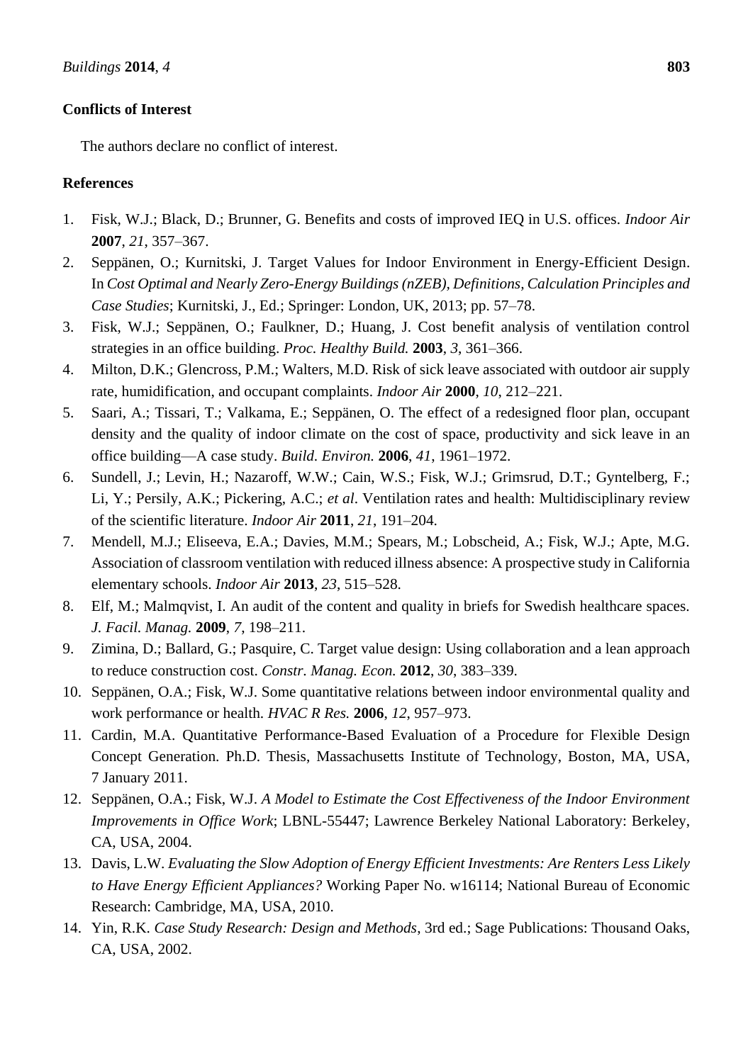## Conflicts of Interest

The authors declare no conflict of interest.

## References

1. Fisk, W.J.; Black, D.; Brunner, G. Benefits and costs of improved IEQ in U.S. offices. *Indoor Air* **2007**, *21*, 357–367.
2. Seppänen, O.; Kurnitski, J. Target Values for Indoor Environment in Energy-Efficient Design. In *Cost Optimal and Nearly Zero-Energy Buildings (nZEB), Definitions, Calculation Principles and Case Studies*; Kurnitski, J., Ed.; Springer: London, UK, 2013; pp. 57–78.
3. Fisk, W.J.; Seppänen, O.; Faulkner, D.; Huang, J. Cost benefit analysis of ventilation control strategies in an office building. *Proc. Healthy Build.* **2003**, *3*, 361–366.
4. Milton, D.K.; Glencross, P.M.; Walters, M.D. Risk of sick leave associated with outdoor air supply rate, humidification, and occupant complaints. *Indoor Air* **2000**, *10*, 212–221.
5. Saari, A.; Tissari, T.; Valkama, E.; Seppänen, O. The effect of a redesigned floor plan, occupant density and the quality of indoor climate on the cost of space, productivity and sick leave in an office building—A case study. *Build. Environ.* **2006**, *41*, 1961–1972.
6. Sundell, J.; Levin, H.; Nazaroff, W.W.; Cain, W.S.; Fisk, W.J.; Grimsrud, D.T.; Gyntelberg, F.; Li, Y.; Persily, A.K.; Pickering, A.C.; *et al*. Ventilation rates and health: Multidisciplinary review of the scientific literature. *Indoor Air* **2011**, *21*, 191–204.
7. Mendell, M.J.; Eliseeva, E.A.; Davies, M.M.; Spears, M.; Lobscheid, A.; Fisk, W.J.; Apte, M.G. Association of classroom ventilation with reduced illness absence: A prospective study in California elementary schools. *Indoor Air* **2013**, *23*, 515–528.
8. Elf, M.; Malmqvist, I. An audit of the content and quality in briefs for Swedish healthcare spaces. *J. Facil. Manag.* **2009**, *7*, 198–211.
9. Zimina, D.; Ballard, G.; Pasquire, C. Target value design: Using collaboration and a lean approach to reduce construction cost. *Constr. Manag. Econ.* **2012**, *30*, 383–339.
10. Seppänen, O.A.; Fisk, W.J. Some quantitative relations between indoor environmental quality and work performance or health. *HVAC R Res.* **2006**, *12*, 957–973.
11. Cardin, M.A. Quantitative Performance-Based Evaluation of a Procedure for Flexible Design Concept Generation. Ph.D. Thesis, Massachusetts Institute of Technology, Boston, MA, USA, 7 January 2011.
12. Seppänen, O.A.; Fisk, W.J. *A Model to Estimate the Cost Effectiveness of the Indoor Environment Improvements in Office Work*; LBNL-55447; Lawrence Berkeley National Laboratory: Berkeley, CA, USA, 2004.
13. Davis, L.W. *Evaluating the Slow Adoption of Energy Efficient Investments: Are Renters Less Likely to Have Energy Efficient Appliances?* Working Paper No. w16114; National Bureau of Economic Research: Cambridge, MA, USA, 2010.
14. Yin, R.K. *Case Study Research: Design and Methods*, 3rd ed.; Sage Publications: Thousand Oaks, CA, USA, 2002.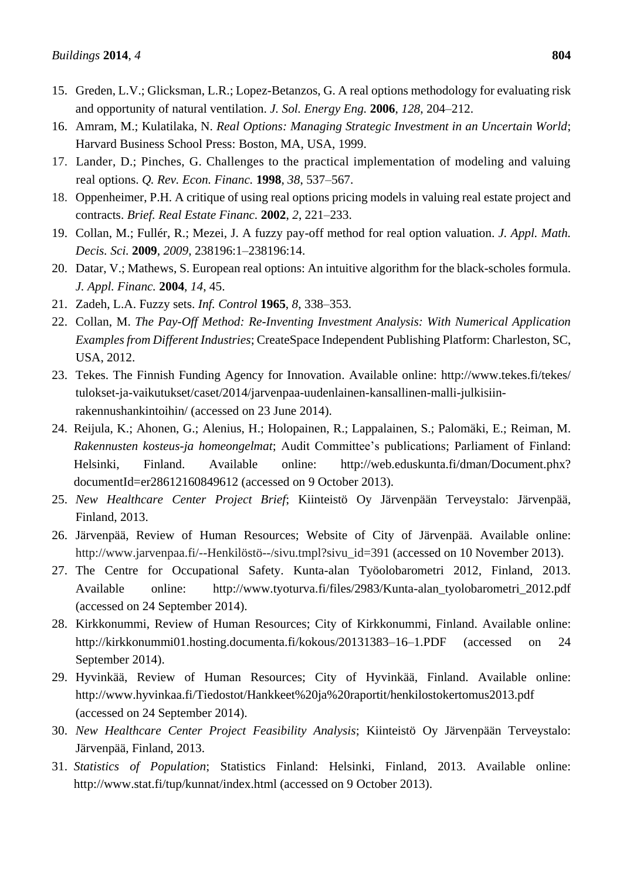15. Greden, L.V.; Glicksman, L.R.; Lopez-Betanzos, G. A real options methodology for evaluating risk and opportunity of natural ventilation. *J. Sol. Energy Eng.* **2006**, *128*, 204–212.
16. Amram, M.; Kulatilaka, N. *Real Options: Managing Strategic Investment in an Uncertain World*; Harvard Business School Press: Boston, MA, USA, 1999.
17. Lander, D.; Pinches, G. Challenges to the practical implementation of modeling and valuing real options. *Q. Rev. Econ. Financ.* **1998**, *38*, 537–567.
18. Oppenheimer, P.H. A critique of using real options pricing models in valuing real estate project and contracts. *Brief. Real Estate Financ.* **2002**, *2*, 221–233.
19. Collan, M.; Fullér, R.; Mezei, J. A fuzzy pay-off method for real option valuation. *J. Appl. Math. Decis. Sci.* **2009**, *2009*, 238196:1–238196:14.
20. Datar, V.; Mathews, S. European real options: An intuitive algorithm for the black-scholes formula. *J. Appl. Financ.* **2004**, *14*, 45.
21. Zadeh, L.A. Fuzzy sets. *Inf. Control* **1965**, *8*, 338–353.
22. Collan, M. *The Pay-Off Method: Re-Inventing Investment Analysis: With Numerical Application Examples from Different Industries*; CreateSpace Independent Publishing Platform: Charleston, SC, USA, 2012.
23. Tekes. The Finnish Funding Agency for Innovation. Available online: http://www.tekes.fi/tekes/tulokset-ja-vaikutukset/caset/2014/jarvenpaa-uudenlainen-kansallinen-malli-julkisiin-rakennushankintoihin/ (accessed on 23 June 2014).
24. Reijula, K.; Ahonen, G.; Alenius, H.; Holopainen, R.; Lappalainen, S.; Palomäki, E.; Reiman, M. *Rakennusten kosteus-ja homeongelmat*; Audit Committee's publications; Parliament of Finland: Helsinki, Finland. Available online: http://web.eduskunta.fi/dman/Document.phx?documentId=er28612160849612 (accessed on 9 October 2013).
25. *New Healthcare Center Project Brief*; Kiinteistö Oy Järvenpään Terveystalo: Järvenpää, Finland, 2013.
26. Järvenpää, Review of Human Resources; Website of City of Järvenpää. Available online: http://www.jarvenpaa.fi/--Henkilöstö--/sivu.tmpl?sivu_id=391 (accessed on 10 November 2013).
27. The Centre for Occupational Safety. Kunta-alan Työolobarometri 2012, Finland, 2013. Available online: http://www.tyoturva.fi/files/2983/Kunta-alan_tyolobarometri_2012.pdf (accessed on 24 September 2014).
28. Kirkkonummi, Review of Human Resources; City of Kirkkonummi, Finland. Available online: http://kirkkonummi01.hosting.documenta.fi/kokous/20131383–16–1.PDF (accessed on 24 September 2014).
29. Hyvinkää, Review of Human Resources; City of Hyvinkää, Finland. Available online: http://www.hyvinkaa.fi/Tiedostot/Hankkeet%20ja%20raportit/henkilostokertomus2013.pdf (accessed on 24 September 2014).
30. *New Healthcare Center Project Feasibility Analysis*; Kiinteistö Oy Järvenpään Terveystalo: Järvenpää, Finland, 2013.
31. *Statistics of Population*; Statistics Finland: Helsinki, Finland, 2013. Available online: http://www.stat.fi/tup/kunnat/index.html (accessed on 9 October 2013).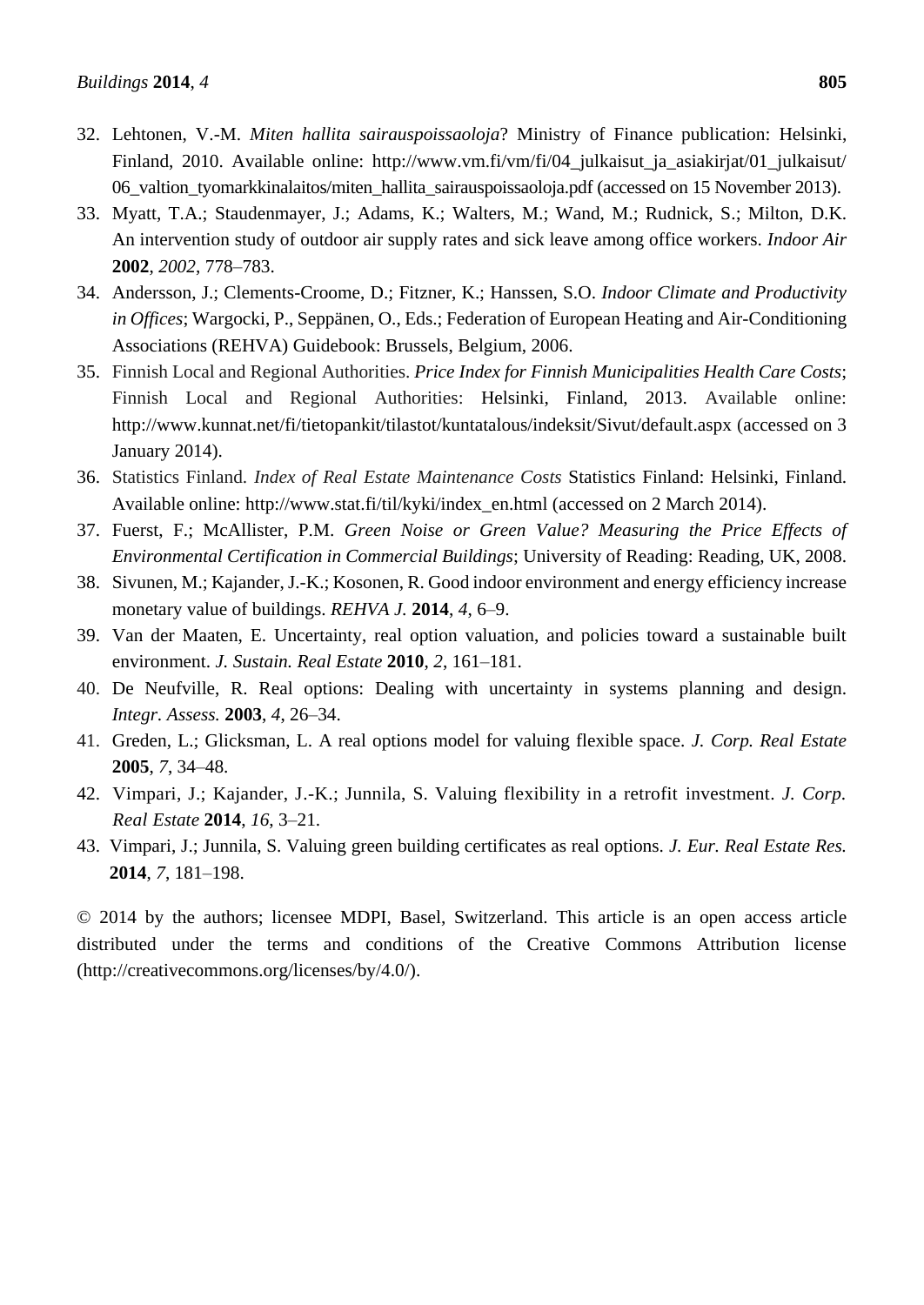32. Lehtonen, V.-M. *Miten hallita sairauspoissaoloja*? Ministry of Finance publication: Helsinki, Finland, 2010. Available online: http://www.vm.fi/vm/fi/04_julkaisut_ja_asiakirjat/01_julkaisut/06_valtion_tyomarkkinalaitos/miten_hallita_sairauspoissaoloja.pdf (accessed on 15 November 2013).
33. Myatt, T.A.; Staudenmayer, J.; Adams, K.; Walters, M.; Wand, M.; Rudnick, S.; Milton, D.K. An intervention study of outdoor air supply rates and sick leave among office workers. *Indoor Air* **2002**, *2002*, 778–783.
34. Andersson, J.; Clements-Croome, D.; Fitzner, K.; Hanssen, S.O. *Indoor Climate and Productivity in Offices*; Wargocki, P., Seppänen, O., Eds.; Federation of European Heating and Air-Conditioning Associations (REHVA) Guidebook: Brussels, Belgium, 2006.
35. Finnish Local and Regional Authorities. *Price Index for Finnish Municipalities Health Care Costs*; Finnish Local and Regional Authorities: Helsinki, Finland, 2013. Available online: http://www.kunnat.net/fi/tietopankit/tilastot/kuntatalous/indeksit/Sivut/default.aspx (accessed on 3 January 2014).
36. Statistics Finland. *Index of Real Estate Maintenance Costs* Statistics Finland: Helsinki, Finland. Available online: http://www.stat.fi/til/kyki/index_en.html (accessed on 2 March 2014).
37. Fuerst, F.; McAllister, P.M. *Green Noise or Green Value? Measuring the Price Effects of Environmental Certification in Commercial Buildings*; University of Reading: Reading, UK, 2008.
38. Sivunen, M.; Kajander, J.-K.; Kosonen, R. Good indoor environment and energy efficiency increase monetary value of buildings. *REHVA J.* **2014**, *4*, 6–9.
39. Van der Maaten, E. Uncertainty, real option valuation, and policies toward a sustainable built environment. *J. Sustain. Real Estate* **2010**, *2*, 161–181.
40. De Neufville, R. Real options: Dealing with uncertainty in systems planning and design. *Integr. Assess.* **2003**, *4*, 26–34.
41. Greden, L.; Glicksman, L. A real options model for valuing flexible space. *J. Corp. Real Estate* **2005**, *7*, 34–48.
42. Vimpari, J.; Kajander, J.-K.; Junnila, S. Valuing flexibility in a retrofit investment. *J. Corp. Real Estate* **2014**, *16*, 3–21.
43. Vimpari, J.; Junnila, S. Valuing green building certificates as real options. *J. Eur. Real Estate Res.* **2014**, *7*, 181–198.

© 2014 by the authors; licensee MDPI, Basel, Switzerland. This article is an open access article distributed under the terms and conditions of the Creative Commons Attribution license (http://creativecommons.org/licenses/by/4.0/).